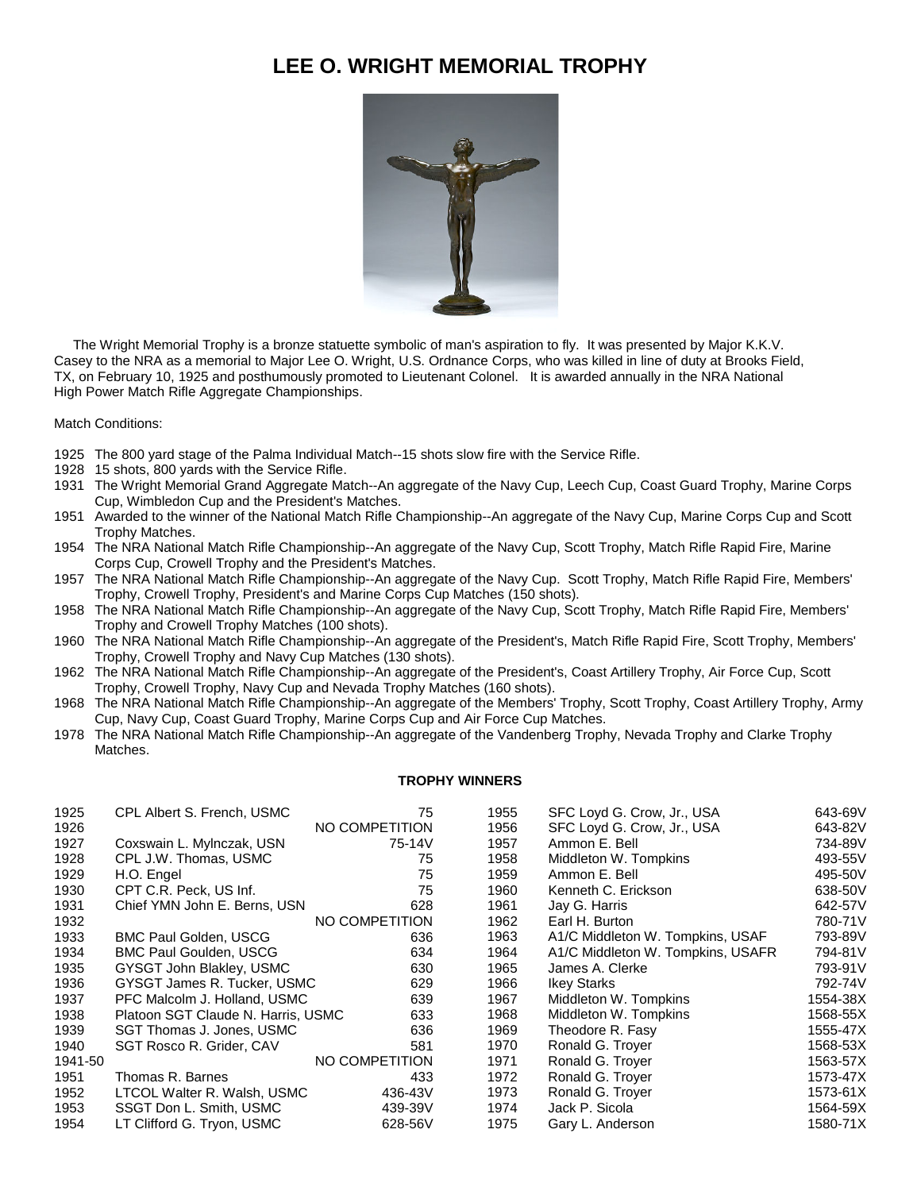# LEE O. WRIGHT MEMORIAL TROPHY

The Wright Memorial Trophy is a bronze statuette symbolic of man's aspiration to fly. It was presented by Major K.K.V. Casey to the NRA as a memorial to Major Lee O. Wright, U.S. Ordnance Corps, who was killed in line of duty at Brooks Field, TX, on February 10, 1925 and posthumously promoted to Lieutenant Colonel. It is awarded annually in the NRA National High Power Match Rifle Aggregate Championships.

Match Conditions:

- 1925 The 800 yard stage of the Palma Individual Match--15 shots slow fire with the Service Rifle.
- 1928 15 shots, 800 yards with the Service Rifle.
- 1931 The Wright Memorial Grand Aggregate Match--An aggregate of the Navy Cup, Leech Cup, Coast Guard Trophy, Marine Corps Cup, Wimbledon Cup and the President's Matches.
- 1951 Awarded to the winner of the National Match Rifle Championship--An aggregate of the Navy Cup, Marine Corps Cup and Scott Trophy Matches.
- 1954 The NRA National Match Rifle Championship--An aggregate of the Navy Cup, Scott Trophy, Match Rifle Rapid Fire, Marine Corps Cup, Crowell Trophy and the President's Matches.
- 1957 The NRA National Match Rifle Championship--An aggregate of the Navy Cup. Scott Trophy, Match Rifle Rapid Fire, Members' Trophy, Crowell Trophy, President's and Marine Corps Cup Matches (150 shots).
- 1958 The NRA National Match Rifle Championship--An aggregate of the Navy Cup, Scott Trophy, Match Rifle Rapid Fire, Members' Trophy and Crowell Trophy Matches (100 shots).
- 1960 The NRA National Match Rifle Championship--An aggregate of the President's, Match Rifle Rapid Fire, Scott Trophy, Members' Trophy, Crowell Trophy and Navy Cup Matches (130 shots).
- 1962 The NRA National Match Rifle Championship--An aggregate of the President's, Coast Artillery Trophy, Air Force Cup, Scott Trophy, Crowell Trophy, Navy Cup and Nevada Trophy Matches (160 shots).
- 1968 The NRA National Match Rifle Championship--An aggregate of the Members' Trophy, Scott Trophy, Coast Artillery Trophy, Army Cup, Navy Cup, Coast Guard Trophy, Marine Corps Cup and Air Force Cup Matches.
- 1978 The NRA National Match Rifle Championship--An aggregate of the Vandenberg Trophy, Nevada Trophy and Clarke Trophy Matches.

**TROPHY WINNERS**

| Year | Winner | Score |
|---|---|---|
| 1925 | CPL Albert S. French, USMC | 75 |
| 1926 | NO COMPETITION | |
| 1927 | Coxswain L. Mylnczak, USN | 75-14V |
| 1928 | CPL J.W. Thomas, USMC | 75 |
| 1929 | H.O. Engel | 75 |
| 1930 | CPT C.R. Peck, US Inf. | 75 |
| 1931 | Chief YMN John E. Berns, USN | 628 |
| 1932 | NO COMPETITION | |
| 1933 | BMC Paul Golden, USCG | 636 |
| 1934 | BMC Paul Goulden, USCG | 634 |
| 1935 | GYSGT John Blakley, USMC | 630 |
| 1936 | GYSGT James R. Tucker, USMC | 629 |
| 1937 | PFC Malcolm J. Holland, USMC | 639 |
| 1938 | Platoon SGT Claude N. Harris, USMC | 633 |
| 1939 | SGT Thomas J. Jones, USMC | 636 |
| 1940 | SGT Rosco R. Grider, CAV | 581 |
| 1941-50 | NO COMPETITION | |
| 1951 | Thomas R. Barnes | 433 |
| 1952 | LTCOL Walter R. Walsh, USMC | 436-43V |
| 1953 | SSGT Don L. Smith, USMC | 439-39V |
| 1954 | LT Clifford G. Tryon, USMC | 628-56V |
| 1955 | SFC Loyd G. Crow, Jr., USA | 643-69V |
| 1956 | SFC Loyd G. Crow, Jr., USA | 643-82V |
| 1957 | Ammon E. Bell | 734-89V |
| 1958 | Middleton W. Tompkins | 493-55V |
| 1959 | Ammon E. Bell | 495-50V |
| 1960 | Kenneth C. Erickson | 638-50V |
| 1961 | Jay G. Harris | 642-57V |
| 1962 | Earl H. Burton | 780-71V |
| 1963 | A1/C Middleton W. Tompkins, USAF | 793-89V |
| 1964 | A1/C Middleton W. Tompkins, USAFR | 794-81V |
| 1965 | James A. Clerke | 793-91V |
| 1966 | Ikey Starks | 792-74V |
| 1967 | Middleton W. Tompkins | 1554-38X |
| 1968 | Middleton W. Tompkins | 1568-55X |
| 1969 | Theodore R. Fasy | 1555-47X |
| 1970 | Ronald G. Troyer | 1568-53X |
| 1971 | Ronald G. Troyer | 1563-57X |
| 1972 | Ronald G. Troyer | 1573-47X |
| 1973 | Ronald G. Troyer | 1573-61X |
| 1974 | Jack P. Sicola | 1564-59X |
| 1975 | Gary L. Anderson | 1580-71X |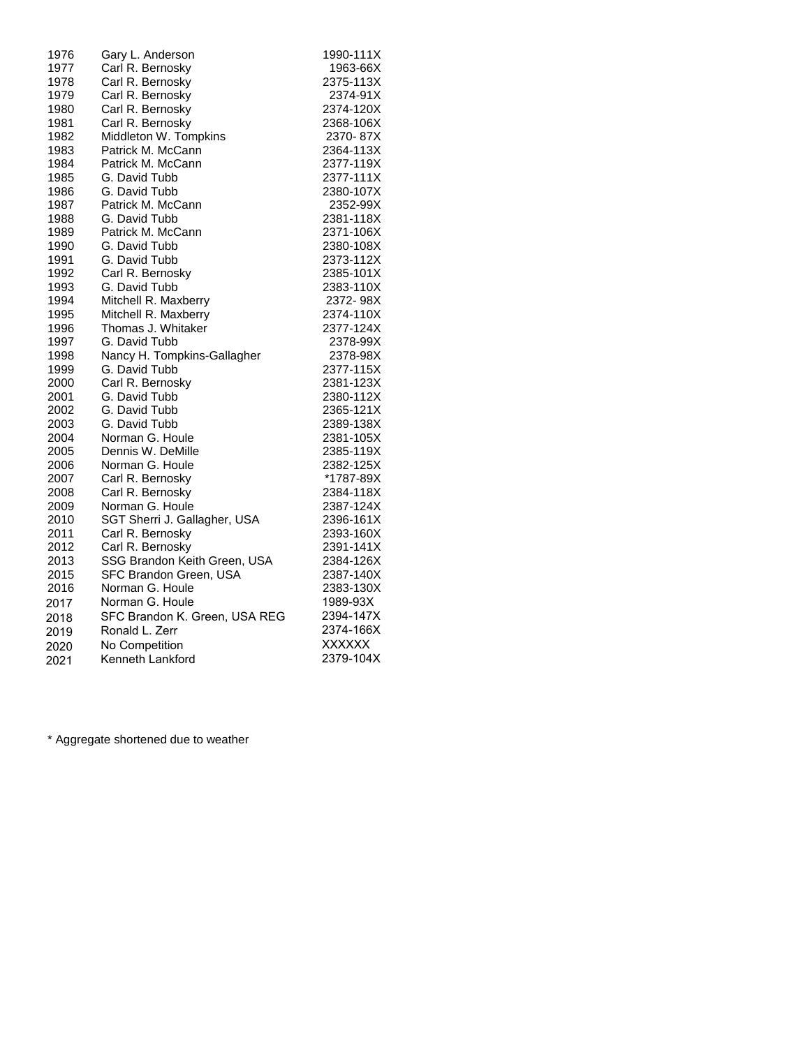| | | |
|---|---|---|
| 1976 | Gary L. Anderson | 1990-111X |
| 1977 | Carl R. Bernosky | 1963-66X |
| 1978 | Carl R. Bernosky | 2375-113X |
| 1979 | Carl R. Bernosky | 2374-91X |
| 1980 | Carl R. Bernosky | 2374-120X |
| 1981 | Carl R. Bernosky | 2368-106X |
| 1982 | Middleton W. Tompkins | 2370- 87X |
| 1983 | Patrick M. McCann | 2364-113X |
| 1984 | Patrick M. McCann | 2377-119X |
| 1985 | G. David Tubb | 2377-111X |
| 1986 | G. David Tubb | 2380-107X |
| 1987 | Patrick M. McCann | 2352-99X |
| 1988 | G. David Tubb | 2381-118X |
| 1989 | Patrick M. McCann | 2371-106X |
| 1990 | G. David Tubb | 2380-108X |
| 1991 | G. David Tubb | 2373-112X |
| 1992 | Carl R. Bernosky | 2385-101X |
| 1993 | G. David Tubb | 2383-110X |
| 1994 | Mitchell R. Maxberry | 2372- 98X |
| 1995 | Mitchell R. Maxberry | 2374-110X |
| 1996 | Thomas J. Whitaker | 2377-124X |
| 1997 | G. David Tubb | 2378-99X |
| 1998 | Nancy H. Tompkins-Gallagher | 2378-98X |
| 1999 | G. David Tubb | 2377-115X |
| 2000 | Carl R. Bernosky | 2381-123X |
| 2001 | G. David Tubb | 2380-112X |
| 2002 | G. David Tubb | 2365-121X |
| 2003 | G. David Tubb | 2389-138X |
| 2004 | Norman G. Houle | 2381-105X |
| 2005 | Dennis W. DeMille | 2385-119X |
| 2006 | Norman G. Houle | 2382-125X |
| 2007 | Carl R. Bernosky | *1787-89X |
| 2008 | Carl R. Bernosky | 2384-118X |
| 2009 | Norman G. Houle | 2387-124X |
| 2010 | SGT Sherri J. Gallagher, USA | 2396-161X |
| 2011 | Carl R. Bernosky | 2393-160X |
| 2012 | Carl R. Bernosky | 2391-141X |
| 2013 | SSG Brandon Keith Green, USA | 2384-126X |
| 2015 | SFC Brandon Green, USA | 2387-140X |
| 2016 | Norman G. Houle | 2383-130X |
| 2017 | Norman G. Houle | 1989-93X |
| 2018 | SFC Brandon K. Green, USA REG | 2394-147X |
| 2019 | Ronald L. Zerr | 2374-166X |
| 2020 | No Competition | XXXXXX |
| 2021 | Kenneth Lankford | 2379-104X |

* Aggregate shortened due to weather